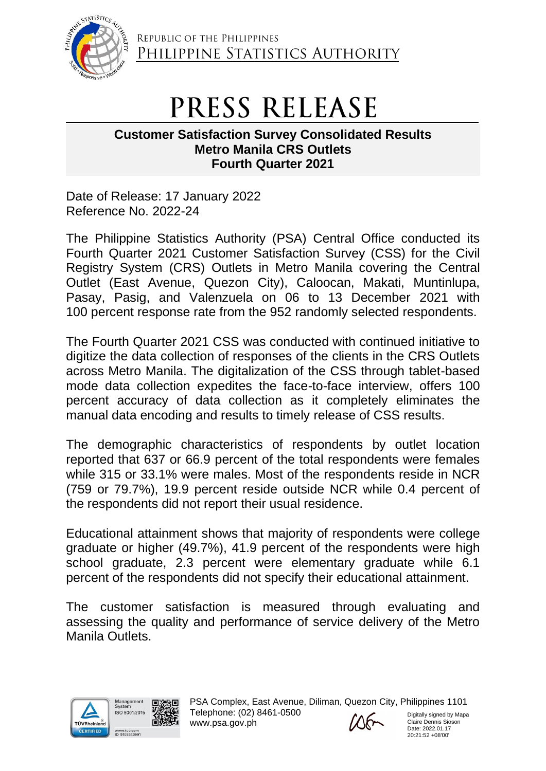REPUBLIC OF THE PHILIPPINES
PHILIPPINE STATISTICS AUTHORITY

# PRESS RELEASE

**Customer Satisfaction Survey Consolidated Results**
**Metro Manila CRS Outlets**
**Fourth Quarter 2021**

Date of Release: 17 January 2022
Reference No. 2022-24

The Philippine Statistics Authority (PSA) Central Office conducted its Fourth Quarter 2021 Customer Satisfaction Survey (CSS) for the Civil Registry System (CRS) Outlets in Metro Manila covering the Central Outlet (East Avenue, Quezon City), Caloocan, Makati, Muntinlupa, Pasay, Pasig, and Valenzuela on 06 to 13 December 2021 with 100 percent response rate from the 952 randomly selected respondents.

The Fourth Quarter 2021 CSS was conducted with continued initiative to digitize the data collection of responses of the clients in the CRS Outlets across Metro Manila. The digitalization of the CSS through tablet-based mode data collection expedites the face-to-face interview, offers 100 percent accuracy of data collection as it completely eliminates the manual data encoding and results to timely release of CSS results.

The demographic characteristics of respondents by outlet location reported that 637 or 66.9 percent of the total respondents were females while 315 or 33.1% were males. Most of the respondents reside in NCR (759 or 79.7%), 19.9 percent reside outside NCR while 0.4 percent of the respondents did not report their usual residence.

Educational attainment shows that majority of respondents were college graduate or higher (49.7%), 41.9 percent of the respondents were high school graduate, 2.3 percent were elementary graduate while 6.1 percent of the respondents did not specify their educational attainment.

The customer satisfaction is measured through evaluating and assessing the quality and performance of service delivery of the Metro Manila Outlets.

PSA Complex, East Avenue, Diliman, Quezon City, Philippines 1101
Telephone: (02) 8461-0500
www.psa.gov.ph

Digitally signed by Mapa Claire Dennis Sioson
Date: 2022.01.17 20:21:52 +08'00'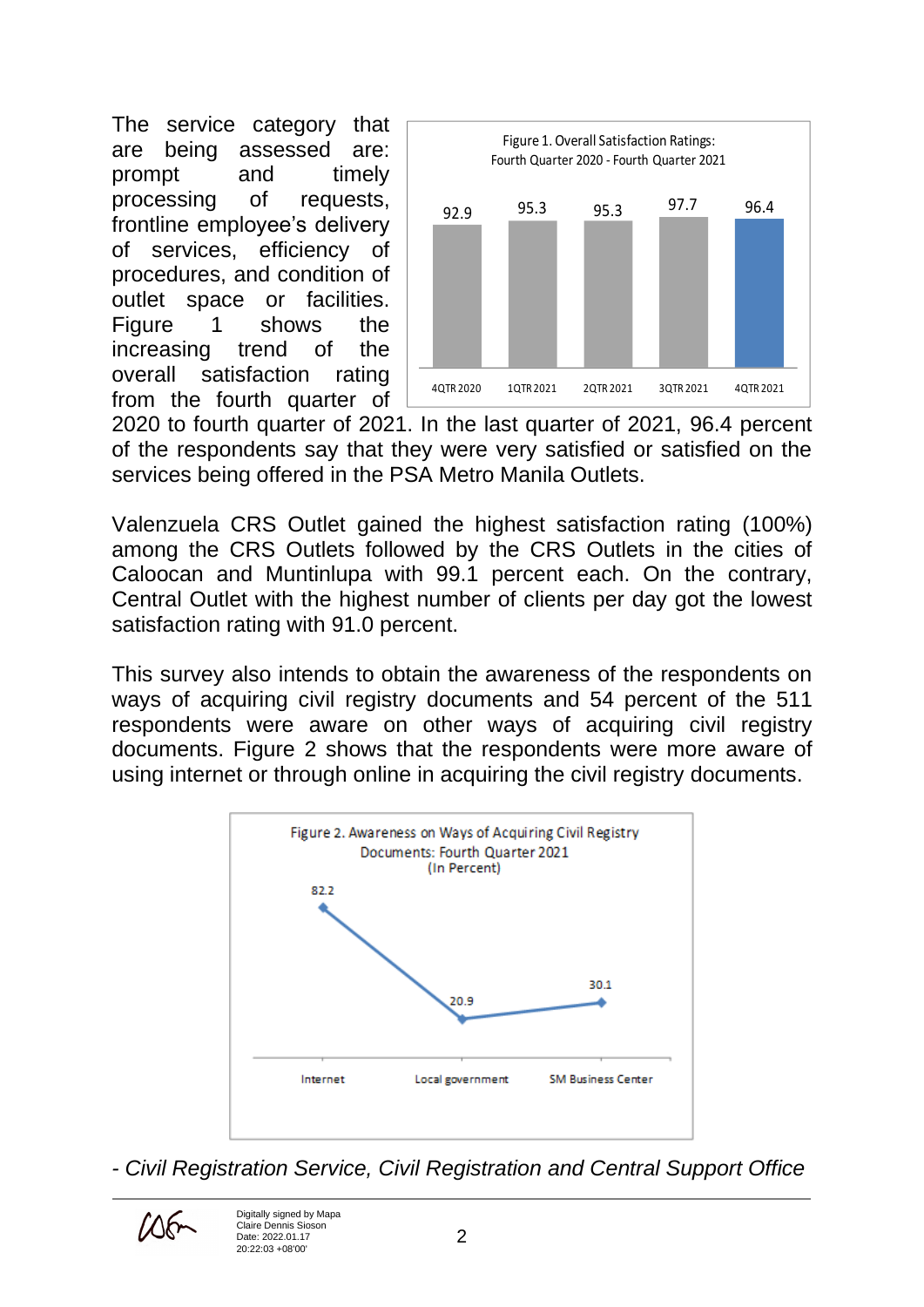The service category that are being assessed are: prompt and timely processing of requests, frontline employee's delivery of services, efficiency of procedures, and condition of outlet space or facilities. Figure 1 shows the increasing trend of the overall satisfaction rating from the fourth quarter of 2020 to fourth quarter of 2021. In the last quarter of 2021, 96.4 percent of the respondents say that they were very satisfied or satisfied on the services being offered in the PSA Metro Manila Outlets.

Figure 1. Overall Satisfaction Ratings: Fourth Quarter 2020 - Fourth Quarter 2021

92.9
95.3
95.3
97.7
96.4

4QTR 2020
1QTR 2021
2QTR 2021
3QTR 2021
4QTR 2021

Valenzuela CRS Outlet gained the highest satisfaction rating (100%) among the CRS Outlets followed by the CRS Outlets in the cities of Caloocan and Muntinlupa with 99.1 percent each. On the contrary, Central Outlet with the highest number of clients per day got the lowest satisfaction rating with 91.0 percent.

This survey also intends to obtain the awareness of the respondents on ways of acquiring civil registry documents and 54 percent of the 511 respondents were aware on other ways of acquiring civil registry documents. Figure 2 shows that the respondents were more aware of using internet or through online in acquiring the civil registry documents.

Figure 2. Awareness on Ways of Acquiring Civil Registry Documents: Fourth Quarter 2021
(In Percent)

82.2
20.9
30.1

Internet
Local government
SM Business Center

*- Civil Registration Service, Civil Registration and Central Support Office*

Digitally signed by Mapa Claire Dennis Sioson
Date: 2022.01.17 20:22:03 +08'00'